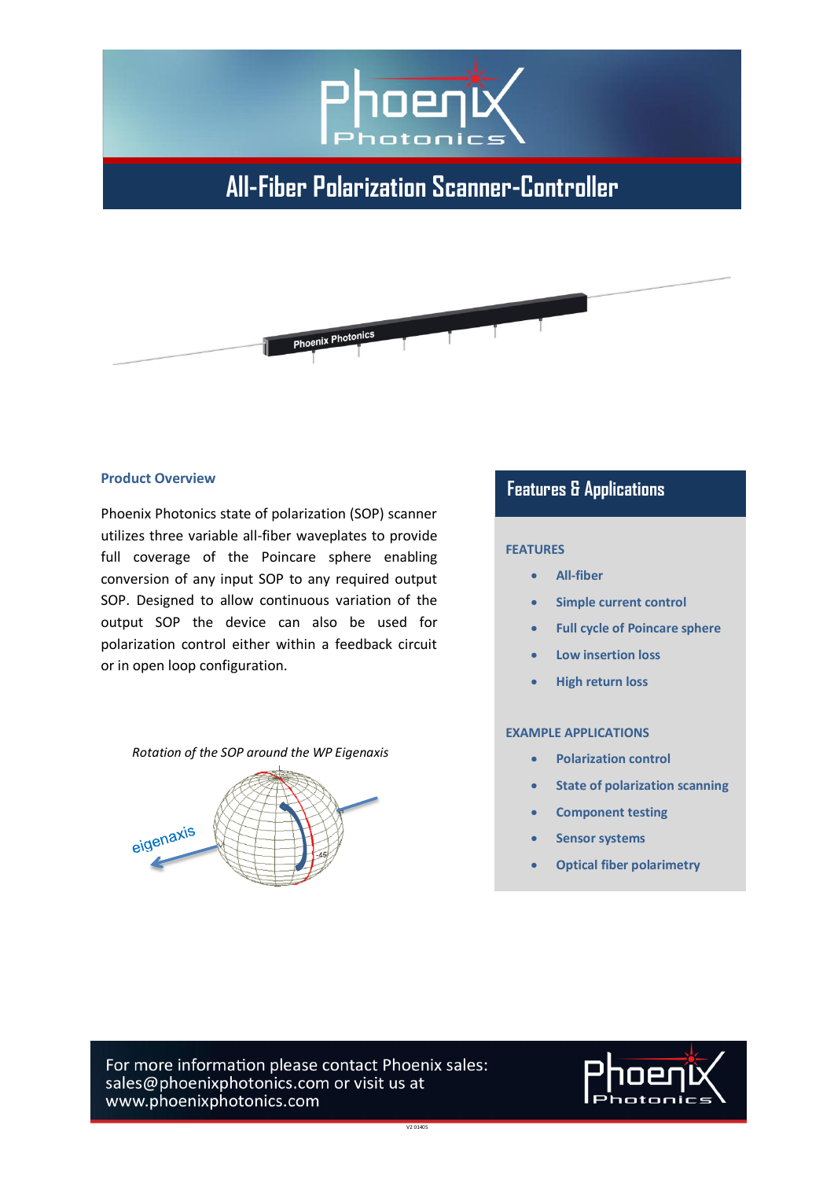# All-Fiber Polarization Scanner-Controller

## Product Overview

Phoenix Photonics state of polarization (SOP) scanner utilizes three variable all-fiber waveplates to provide full coverage of the Poincare sphere enabling conversion of any input SOP to any required output SOP. Designed to allow continuous variation of the output SOP the device can also be used for polarization control either within a feedback circuit or in open loop configuration.

*Rotation of the SOP around the WP Eigenaxis*

## Features & Applications

### FEATURES

- **All-fiber**
- **Simple current control**
- **Full cycle of Poincare sphere**
- **Low insertion loss**
- **High return loss**

### EXAMPLE APPLICATIONS

- **Polarization control**
- **State of polarization scanning**
- **Component testing**
- **Sensor systems**
- **Optical fiber polarimetry**

For more information please contact Phoenix sales: sales@phoenixphotonics.com or visit us at www.phoenixphotonics.com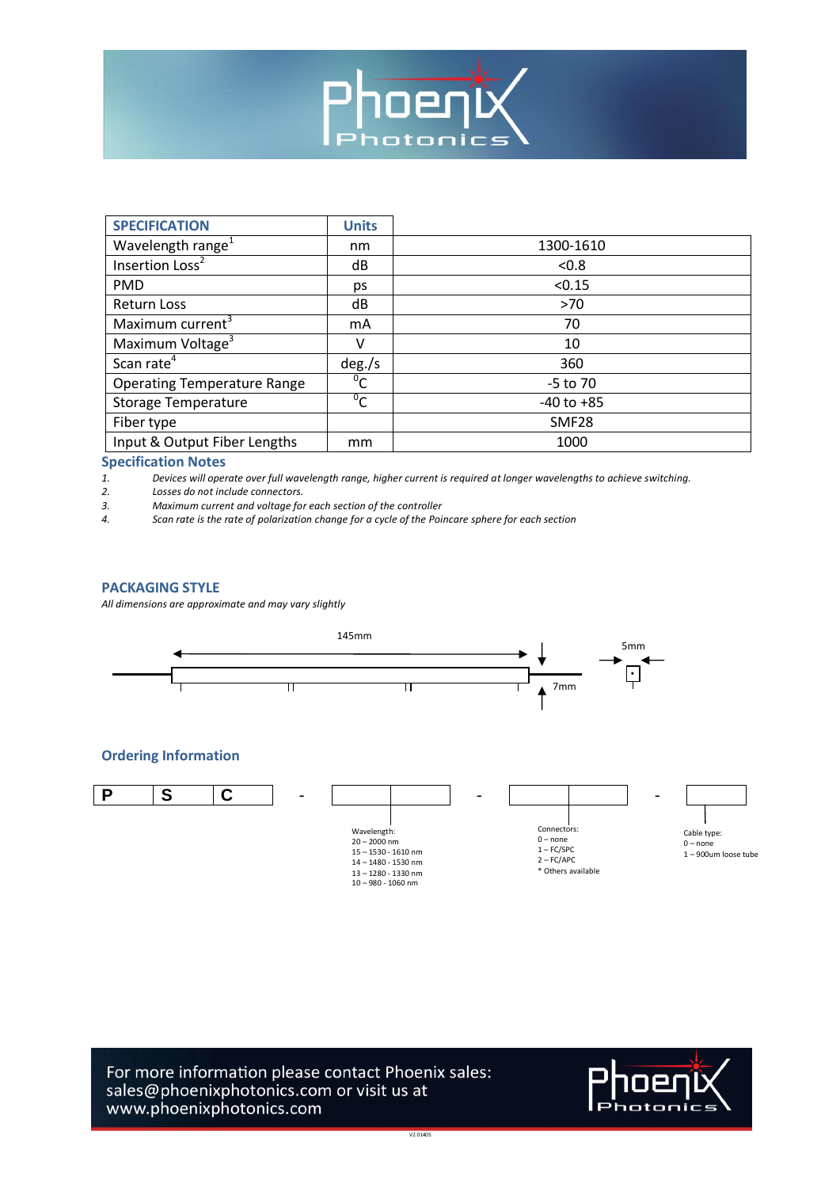| SPECIFICATION | Units | |
|---|---|---|
| Wavelength range[1] | nm | 1300-1610 |
| Insertion Loss[2] | dB | <0.8 |
| PMD | ps | <0.15 |
| Return Loss | dB | >70 |
| Maximum current[3] | mA | 70 |
| Maximum Voltage[3] | V | 10 |
| Scan rate[4] | deg./s | 360 |
| Operating Temperature Range | $^0$C | -5 to 70 |
| Storage Temperature | $^0$C | -40 to +85 |
| Fiber type | | SMF28 |
| Input & Output Fiber Lengths | mm | 1000 |

## Specification Notes

1. *Devices will operate over full wavelength range, higher current is required at longer wavelengths to achieve switching.*
2. *Losses do not include connectors.*
3. *Maximum current and voltage for each section of the controller*
4. *Scan rate is the rate of polarization change for a cycle of the Poincare sphere for each section*

## PACKAGING STYLE

*All dimensions are approximate and may vary slightly*

145mm

7mm

5mm

## Ordering Information

P S C - [ ][ ] - [ ][ ] - [ ]

Wavelength:
20 – 2000 nm
15 – 1530 - 1610 nm
14 – 1480 - 1530 nm
13 – 1280 - 1330 nm
10 – 980 - 1060 nm

Connectors:
0 – none
1 – FC/SPC
2 – FC/APC
\* Others available

Cable type:
0 – none
1 – 900um loose tube

For more information please contact Phoenix sales:
sales@phoenixphotonics.com or visit us at
www.phoenixphotonics.com